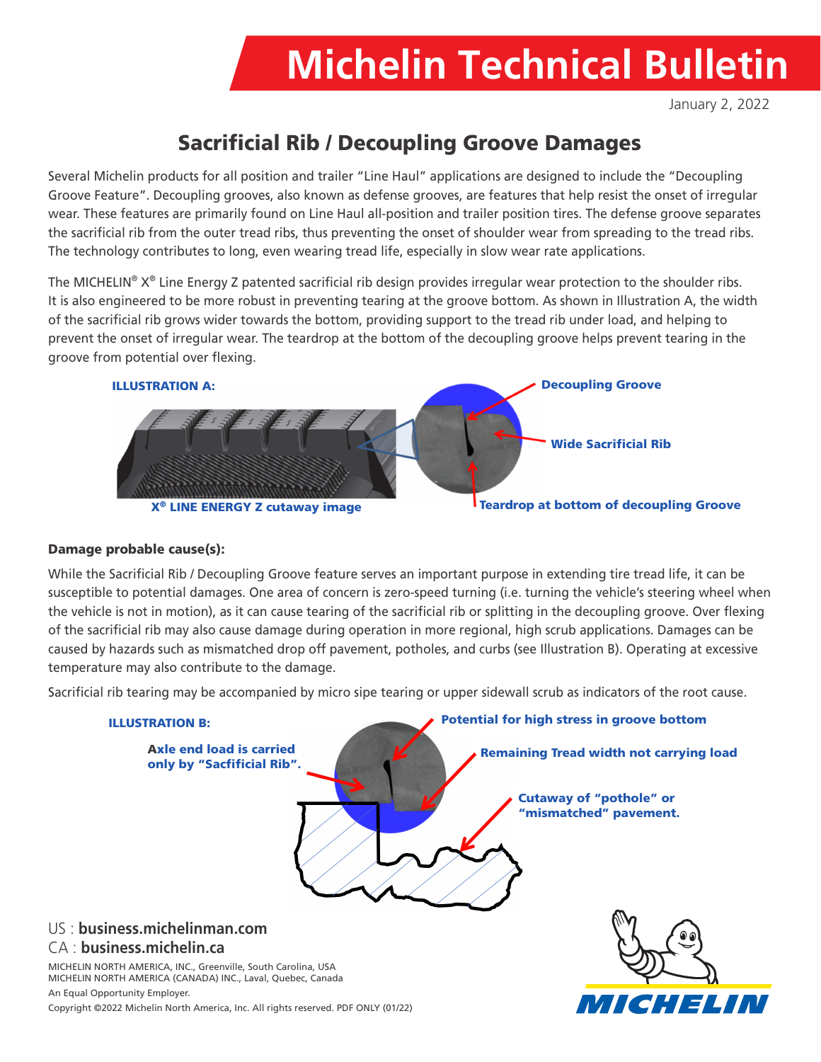# Michelin Technical Bulletin

January 2, 2022

## Sacrificial Rib / Decoupling Groove Damages

Several Michelin products for all position and trailer "Line Haul" applications are designed to include the "Decoupling Groove Feature". Decoupling grooves, also known as defense grooves, are features that help resist the onset of irregular wear. These features are primarily found on Line Haul all-position and trailer position tires. The defense groove separates the sacrificial rib from the outer tread ribs, thus preventing the onset of shoulder wear from spreading to the tread ribs. The technology contributes to long, even wearing tread life, especially in slow wear rate applications.

The MICHELIN® X® Line Energy Z patented sacrificial rib design provides irregular wear protection to the shoulder ribs. It is also engineered to be more robust in preventing tearing at the groove bottom. As shown in Illustration A, the width of the sacrificial rib grows wider towards the bottom, providing support to the tread rib under load, and helping to prevent the onset of irregular wear. The teardrop at the bottom of the decoupling groove helps prevent tearing in the groove from potential over flexing.

**ILLUSTRATION A:**

Decoupling Groove

Wide Sacrificial Rib

Teardrop at bottom of decoupling Groove

X® LINE ENERGY Z cutaway image

**Damage probable cause(s):**

While the Sacrificial Rib / Decoupling Groove feature serves an important purpose in extending tire tread life, it can be susceptible to potential damages. One area of concern is zero-speed turning (i.e. turning the vehicle's steering wheel when the vehicle is not in motion), as it can cause tearing of the sacrificial rib or splitting in the decoupling groove. Over flexing of the sacrificial rib may also cause damage during operation in more regional, high scrub applications. Damages can be caused by hazards such as mismatched drop off pavement, potholes, and curbs (see Illustration B). Operating at excessive temperature may also contribute to the damage.

Sacrificial rib tearing may be accompanied by micro sipe tearing or upper sidewall scrub as indicators of the root cause.

**ILLUSTRATION B:**

Potential for high stress in groove bottom

Axle end load is carried only by "Sacfificial Rib".

Remaining Tread width not carrying load

Cutaway of "pothole" or "mismatched" pavement.

US : **business.michelinman.com**
CA : **business.michelin.ca**

MICHELIN NORTH AMERICA, INC., Greenville, South Carolina, USA
MICHELIN NORTH AMERICA (CANADA) INC., Laval, Quebec, Canada

An Equal Opportunity Employer.

Copyright ©2022 Michelin North America, Inc. All rights reserved. PDF ONLY (01/22)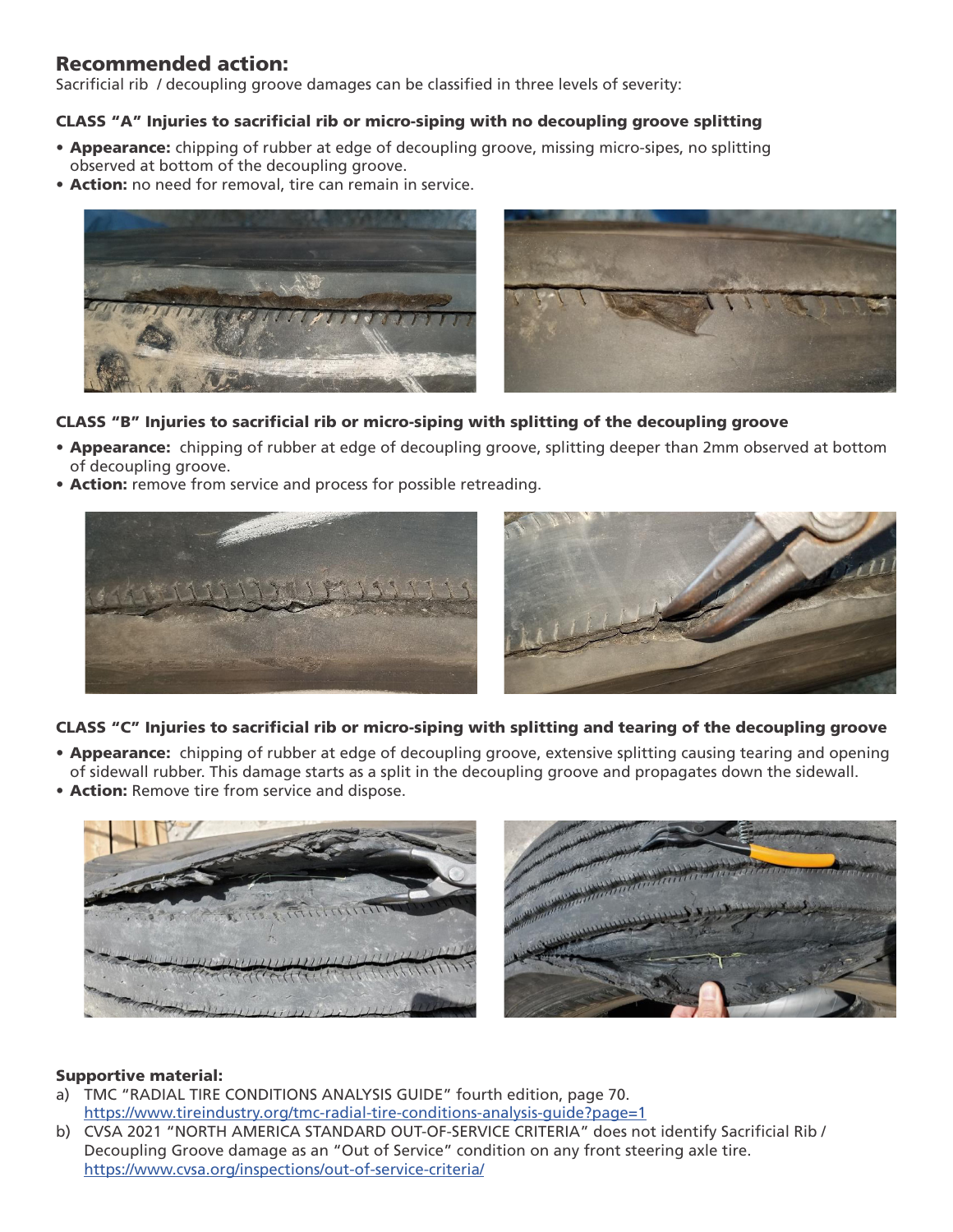## Recommended action:

Sacrificial rib / decoupling groove damages can be classified in three levels of severity:

**CLASS "A" Injuries to sacrificial rib or micro-siping with no decoupling groove splitting**

- **Appearance:** chipping of rubber at edge of decoupling groove, missing micro-sipes, no splitting observed at bottom of the decoupling groove.
- **Action:** no need for removal, tire can remain in service.

**CLASS "B" Injuries to sacrificial rib or micro-siping with splitting of the decoupling groove**

- **Appearance:** chipping of rubber at edge of decoupling groove, splitting deeper than 2mm observed at bottom of decoupling groove.
- **Action:** remove from service and process for possible retreading.

**CLASS "C" Injuries to sacrificial rib or micro-siping with splitting and tearing of the decoupling groove**

- **Appearance:** chipping of rubber at edge of decoupling groove, extensive splitting causing tearing and opening of sidewall rubber. This damage starts as a split in the decoupling groove and propagates down the sidewall.
- **Action:** Remove tire from service and dispose.

**Supportive material:**

a) TMC "RADIAL TIRE CONDITIONS ANALYSIS GUIDE" fourth edition, page 70.
https://www.tireindustry.org/tmc-radial-tire-conditions-analysis-guide?page=1

b) CVSA 2021 "NORTH AMERICA STANDARD OUT-OF-SERVICE CRITERIA" does not identify Sacrificial Rib / Decoupling Groove damage as an "Out of Service" condition on any front steering axle tire.
https://www.cvsa.org/inspections/out-of-service-criteria/